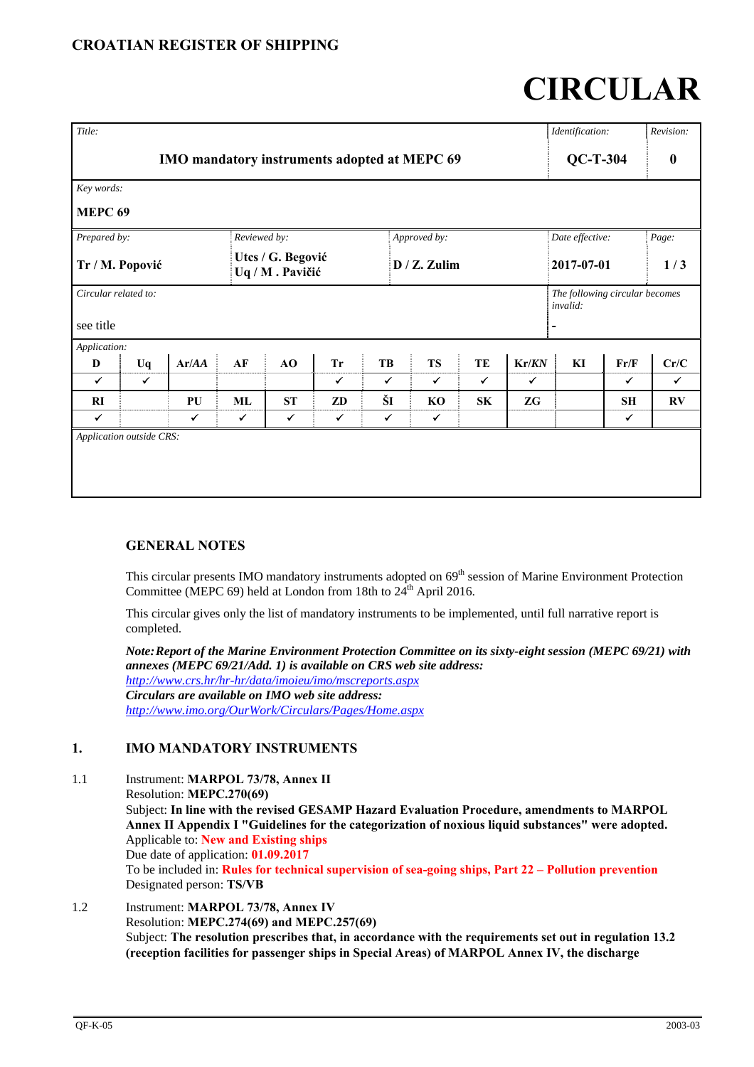**CROATIAN REGISTER OF SHIPPING**

# CIRCULAR

| *Title:* | | | | *Identification:* | *Revision:* |
|---|---|---|---|---|---|
| **IMO mandatory instruments adopted at MEPC 69** | | | | **QC-T-304** | **0** |
| *Key words:* **MEPC 69** | | | | | |
| *Prepared by:* **Tr / M. Popović** | *Reviewed by:* **Utcs / G. Begović Uq / M . Pavičić** | *Approved by:* **D / Z. Zulim** | | *Date effective:* **2017-07-01** | *Page:* **1 / 3** |
| *Circular related to:* see title | | | | *The following circular becomes invalid:* - | |

*Application:*

| D | Uq | Ar/*AA* | AF | AO | Tr | TB | TS | TE | Kr/*KN* | KI | Fr/F | Cr/C |
|---|---|---|---|---|---|---|---|---|---|---|---|---|
| ✓ | ✓ | | | | ✓ | ✓ | ✓ | ✓ | ✓ | | ✓ | ✓ |
| **RI** | | **PU** | **ML** | **ST** | **ZD** | **ŠI** | **KO** | **SK** | **ZG** | | **SH** | **RV** |
| ✓ | | ✓ | ✓ | ✓ | ✓ | ✓ | ✓ | | | | ✓ | |

*Application outside CRS:*

## GENERAL NOTES

This circular presents IMO mandatory instruments adopted on 69th session of Marine Environment Protection Committee (MEPC 69) held at London from 18th to 24th April 2016.

This circular gives only the list of mandatory instruments to be implemented, until full narrative report is completed.

***Note:*** ***Report of the Marine Environment Protection Committee on its sixty-eight session (MEPC 69/21) with annexes (MEPC 69/21/Add. 1) is available on CRS web site address:***
*http://www.crs.hr/hr-hr/data/imoieu/imo/mscreports.aspx*
***Circulars are available on IMO web site address:***
*http://www.imo.org/OurWork/Circulars/Pages/Home.aspx*

## 1. IMO MANDATORY INSTRUMENTS

1.1 Instrument: **MARPOL 73/78, Annex II**
Resolution: **MEPC.270(69)**
Subject: **In line with the revised GESAMP Hazard Evaluation Procedure, amendments to MARPOL Annex II Appendix I "Guidelines for the categorization of noxious liquid substances" were adopted.**
Applicable to: **New and Existing ships**
Due date of application: **01.09.2017**
To be included in: **Rules for technical supervision of sea-going ships, Part 22 – Pollution prevention**
Designated person: **TS/VB**

1.2 Instrument: **MARPOL 73/78, Annex IV**
Resolution: **MEPC.274(69) and MEPC.257(69)**
Subject: **The resolution prescribes that, in accordance with the requirements set out in regulation 13.2 (reception facilities for passenger ships in Special Areas) of MARPOL Annex IV, the discharge**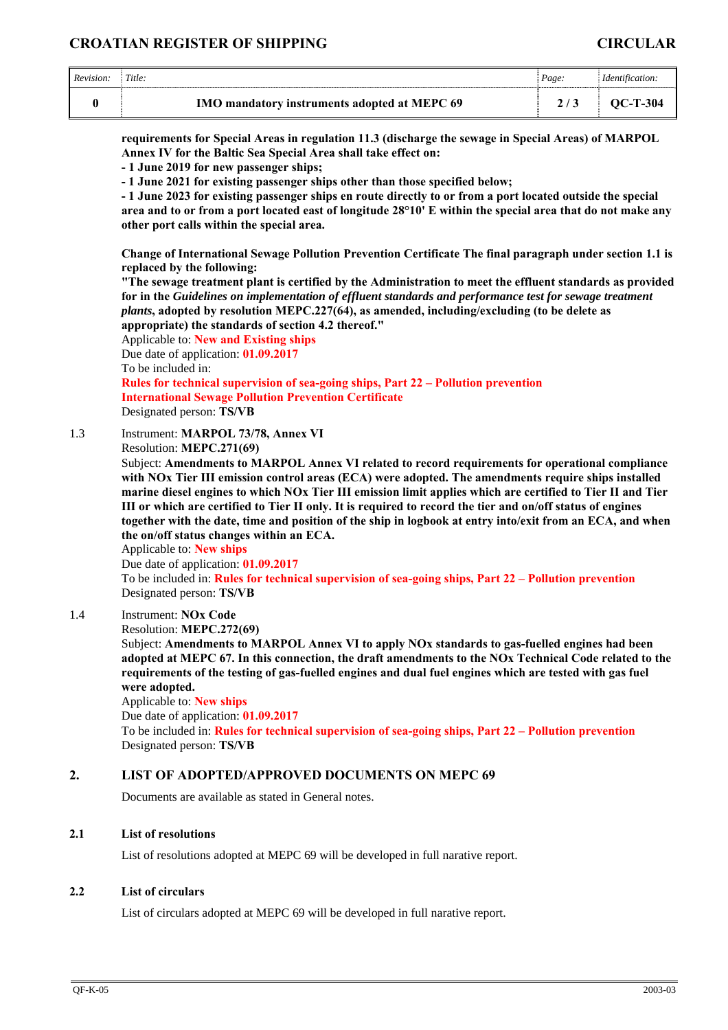**requirements for Special Areas in regulation 11.3 (discharge the sewage in Special Areas) of MARPOL Annex IV for the Baltic Sea Special Area shall take effect on:**
**- 1 June 2019 for new passenger ships;**
**- 1 June 2021 for existing passenger ships other than those specified below;**
**- 1 June 2023 for existing passenger ships en route directly to or from a port located outside the special area and to or from a port located east of longitude 28°10' E within the special area that do not make any other port calls within the special area.**

**Change of International Sewage Pollution Prevention Certificate The final paragraph under section 1.1 is replaced by the following:**
**"The sewage treatment plant is certified by the Administration to meet the effluent standards as provided for in the *Guidelines on implementation of effluent standards and performance test for sewage treatment plants*, adopted by resolution MEPC.227(64), as amended, including/excluding (to be delete as appropriate) the standards of section 4.2 thereof."**
Applicable to: **New and Existing ships**
Due date of application: **01.09.2017**
To be included in:
**Rules for technical supervision of sea-going ships, Part 22 – Pollution prevention**
**International Sewage Pollution Prevention Certificate**
Designated person: **TS/VB**

1.3 Instrument: **MARPOL 73/78, Annex VI**
Resolution: **MEPC.271(69)**
Subject: **Amendments to MARPOL Annex VI related to record requirements for operational compliance with NOx Tier III emission control areas (ECA) were adopted. The amendments require ships installed marine diesel engines to which NOx Tier III emission limit applies which are certified to Tier II and Tier III or which are certified to Tier II only. It is required to record the tier and on/off status of engines together with the date, time and position of the ship in logbook at entry into/exit from an ECA, and when the on/off status changes within an ECA.**
Applicable to: **New ships**
Due date of application: **01.09.2017**
To be included in: **Rules for technical supervision of sea-going ships, Part 22 – Pollution prevention**
Designated person: **TS/VB**

1.4 Instrument: **NOx Code**
Resolution: **MEPC.272(69)**
Subject: **Amendments to MARPOL Annex VI to apply NOx standards to gas-fuelled engines had been adopted at MEPC 67. In this connection, the draft amendments to the NOx Technical Code related to the requirements of the testing of gas-fuelled engines and dual fuel engines which are tested with gas fuel were adopted.**
Applicable to: **New ships**
Due date of application: **01.09.2017**
To be included in: **Rules for technical supervision of sea-going ships, Part 22 – Pollution prevention**
Designated person: **TS/VB**

## 2. LIST OF ADOPTED/APPROVED DOCUMENTS ON MEPC 69

Documents are available as stated in General notes.

### 2.1 List of resolutions

List of resolutions adopted at MEPC 69 will be developed in full narative report.

### 2.2 List of circulars

List of circulars adopted at MEPC 69 will be developed in full narative report.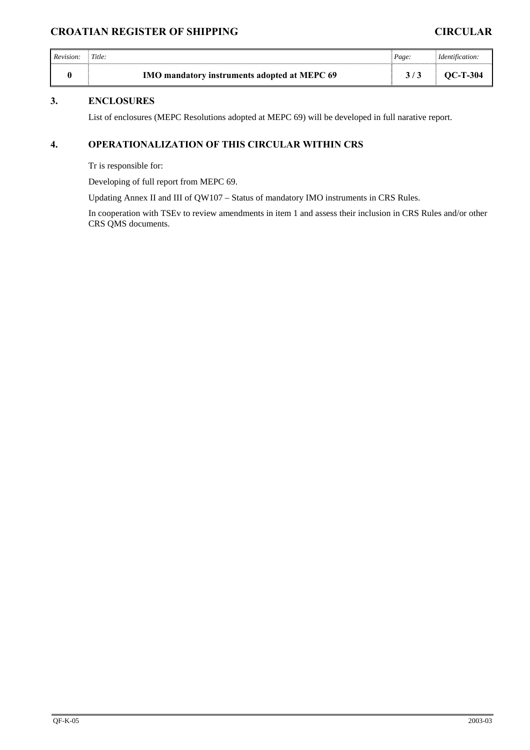## 3. ENCLOSURES

List of enclosures (MEPC Resolutions adopted at MEPC 69) will be developed in full narative report.

## 4. OPERATIONALIZATION OF THIS CIRCULAR WITHIN CRS

Tr is responsible for:

Developing of full report from MEPC 69.

Updating Annex II and III of QW107 – Status of mandatory IMO instruments in CRS Rules.

In cooperation with TSEv to review amendments in item 1 and assess their inclusion in CRS Rules and/or other CRS QMS documents.